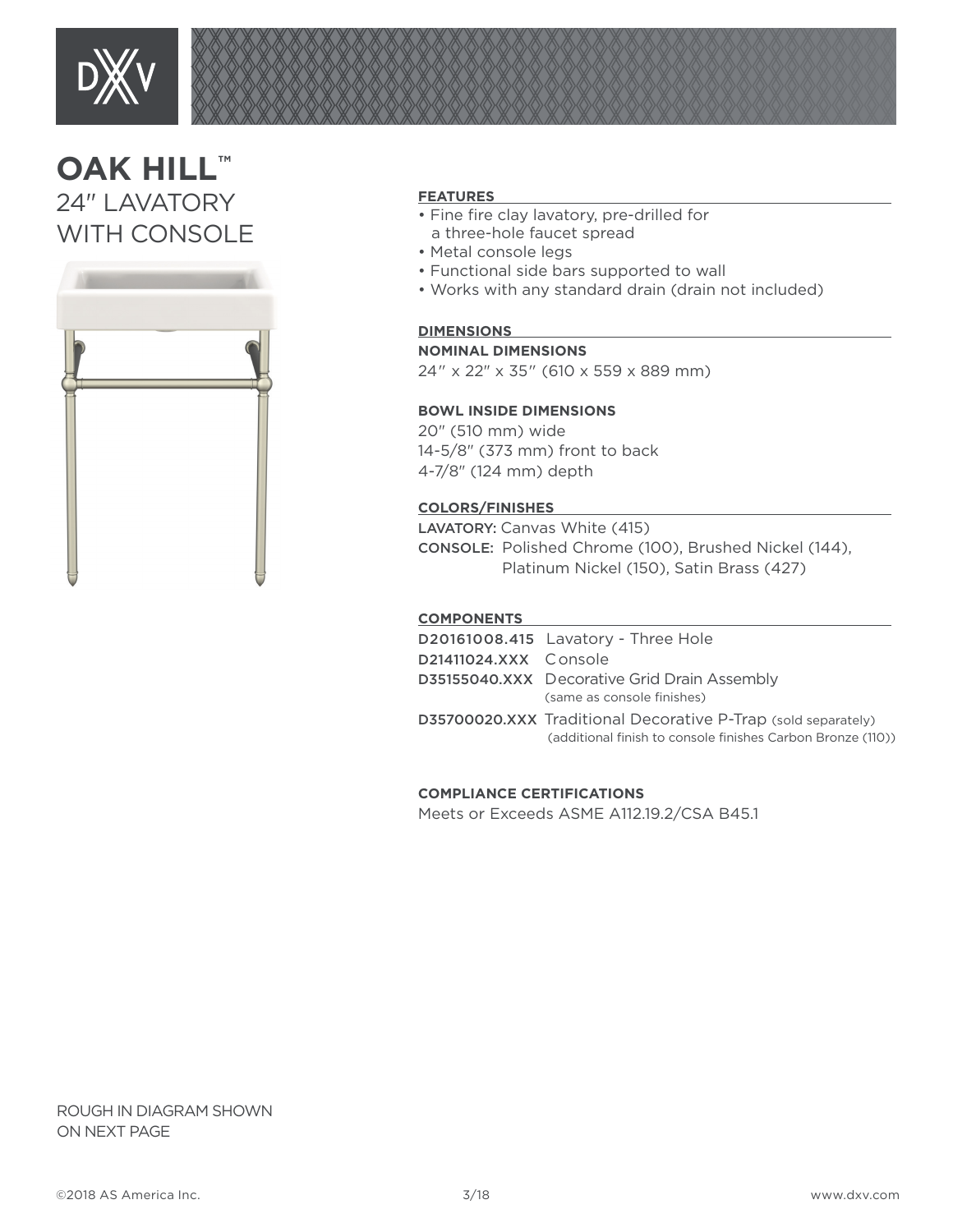# OAK HILL™

## 24″ LAVATORY WITH CONSOLE

### FEATURES

- Fine fire clay lavatory, pre-drilled for a three-hole faucet spread
- Metal console legs
- Functional side bars supported to wall
- Works with any standard drain (drain not included)

### DIMENSIONS

**NOMINAL DIMENSIONS**

24″ x 22″ x 35″ (610 x 559 x 889 mm)

**BOWL INSIDE DIMENSIONS**

20″ (510 mm) wide
14-5/8″ (373 mm) front to back
4-7/8″ (124 mm) depth

### COLORS/FINISHES

**LAVATORY:** Canvas White (415)
**CONSOLE:** Polished Chrome (100), Brushed Nickel (144), Platinum Nickel (150), Satin Brass (427)

### COMPONENTS

| | |
|---|---|
| **D20161008.415** | Lavatory - Three Hole |
| **D21411024.XXX** | Console |
| **D35155040.XXX** | Decorative Grid Drain Assembly (same as console finishes) |
| **D35700020.XXX** | Traditional Decorative P-Trap (sold separately) (additional finish to console finishes Carbon Bronze (110)) |

**COMPLIANCE CERTIFICATIONS**

Meets or Exceeds ASME A112.19.2/CSA B45.1

ROUGH IN DIAGRAM SHOWN ON NEXT PAGE

©2018 AS America Inc. 3/18 www.dxv.com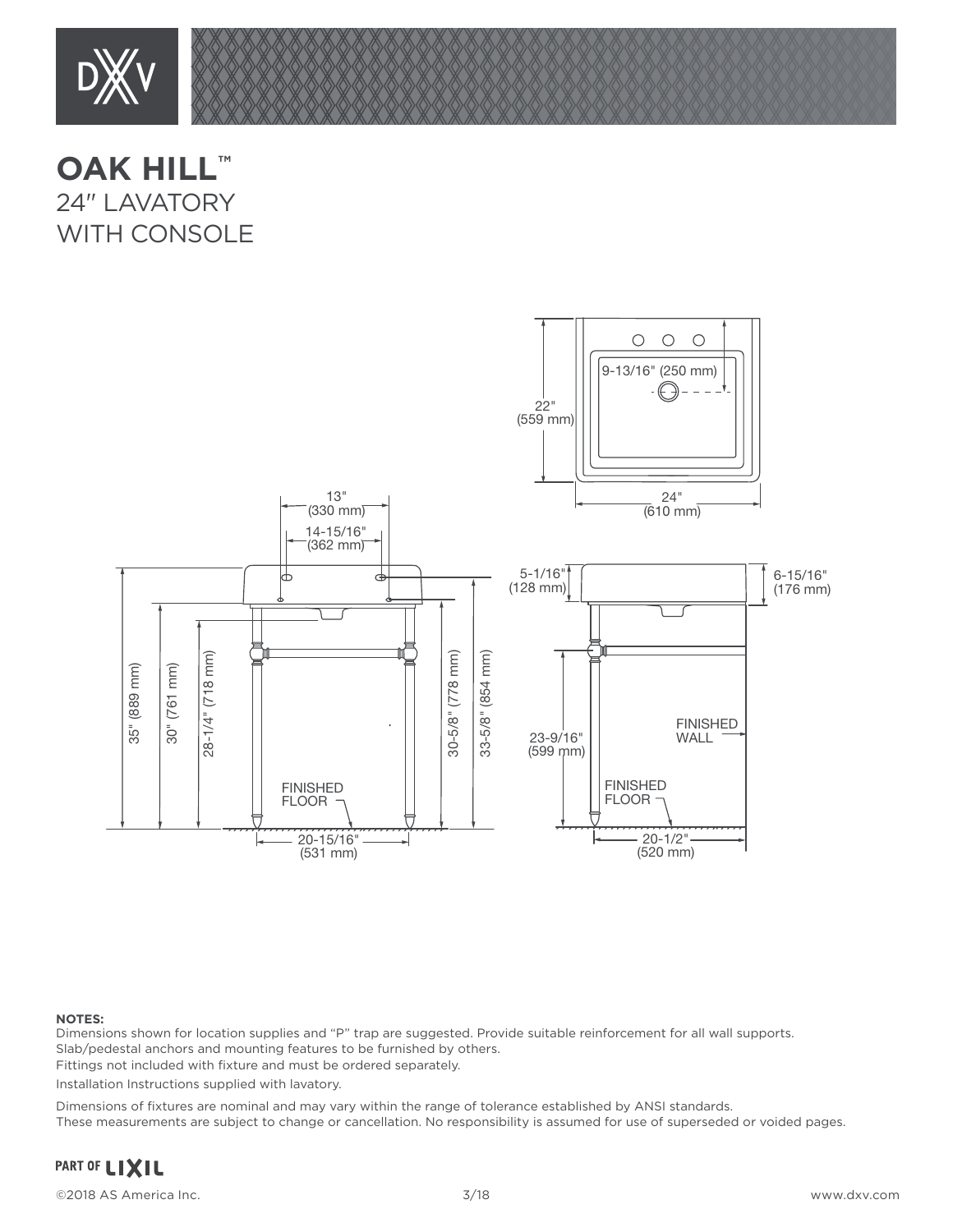# OAK HILL™

24″ LAVATORY
WITH CONSOLE

9-13/16" (250 mm)

22"
(559 mm)

24"
(610 mm)

13"
(330 mm)

14-15/16"
(362 mm)

5-1/16"
(128 mm)

6-15/16"
(176 mm)

35" (889 mm)

30" (761 mm)

28-1/4" (718 mm)

30-5/8" (778 mm)

33-5/8" (854 mm)

23-9/16"
(599 mm)

FINISHED
WALL

FINISHED
FLOOR

FINISHED
FLOOR

20-15/16"
(531 mm)

20-1/2"
(520 mm)

**NOTES:**

Dimensions shown for location supplies and "P" trap are suggested. Provide suitable reinforcement for all wall supports.
Slab/pedestal anchors and mounting features to be furnished by others.
Fittings not included with fixture and must be ordered separately.
Installation Instructions supplied with lavatory.

Dimensions of fixtures are nominal and may vary within the range of tolerance established by ANSI standards.
These measurements are subject to change or cancellation. No responsibility is assumed for use of superseded or voided pages.

PART OF LIXIL

©2018 AS America Inc. 3/18 www.dxv.com